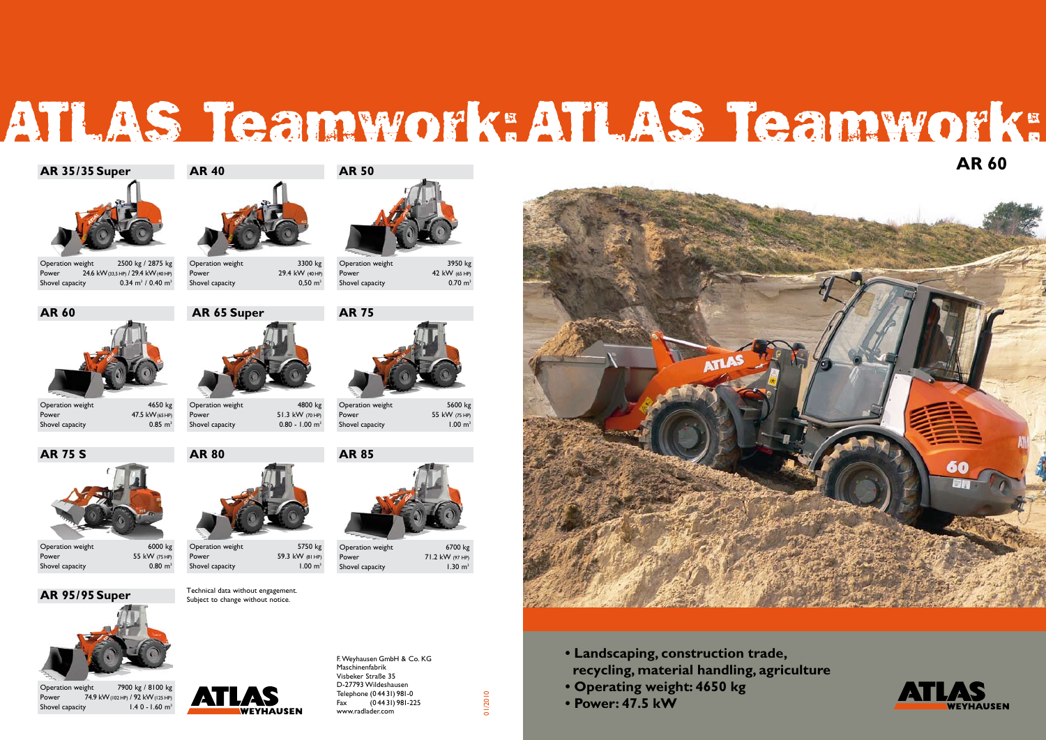# ATLAS Teamwork: ATLAS Teamwork:

## AR 35/35 Super

| | |
|---|---|
| Operation weight | 2500 kg / 2875 kg |
| Power | 24.6 kW (33.5 HP) / 29.4 kW (40 HP) |
| Shovel capacity | 0.34 m³ / 0.40 m³ |

## AR 40

| | |
|---|---|
| Operation weight | 3300 kg |
| Power | 29.4 kW (40 HP) |
| Shovel capacity | 0,50 m³ |

## AR 50

| | |
|---|---|
| Operation weight | 3950 kg |
| Power | 42 kW (65 HP) |
| Shovel capacity | 0.70 m³ |

## AR 60

| | |
|---|---|
| Operation weight | 4650 kg |
| Power | 47.5 kW (65 HP) |
| Shovel capacity | 0.85 m³ |

## AR 65 Super

| | |
|---|---|
| Operation weight | 4800 kg |
| Power | 51.3 kW (70 HP) |
| Shovel capacity | 0.80 - 1.00 m³ |

## AR 75

| | |
|---|---|
| Operation weight | 5600 kg |
| Power | 55 kW (75 HP) |
| Shovel capacity | 1.00 m³ |

## AR 75 S

| | |
|---|---|
| Operation weight | 6000 kg |
| Power | 55 kW (75 HP) |
| Shovel capacity | 0.80 m³ |

## AR 80

| | |
|---|---|
| Operation weight | 5750 kg |
| Power | 59.3 kW (81 HP) |
| Shovel capacity | 1.00 m³ |

## AR 85

| | |
|---|---|
| Operation weight | 6700 kg |
| Power | 71.2 kW (97 HP) |
| Shovel capacity | 1.30 m³ |

## AR 95/95 Super

| | |
|---|---|
| Operation weight | 7900 kg / 8100 kg |
| Power | 74.9 kW (102 HP) / 92 kW (125 HP) |
| Shovel capacity | 1.4 0 - 1.60 m³ |

Technical data without engagement.
Subject to change without notice.

ATLAS WEYHAUSEN

F. Weyhausen GmbH & Co. KG
Maschinenfabrik
Visbeker Straße 35
D-27793 Wildeshausen
Telephone (0 44 31) 981-0
Fax (0 44 31) 981-225
www.radlader.com

01/2010

## AR 60

- Landscaping, construction trade, recycling, material handling, agriculture
- Operating weight: 4650 kg
- Power: 47.5 kW

ATLAS WEYHAUSEN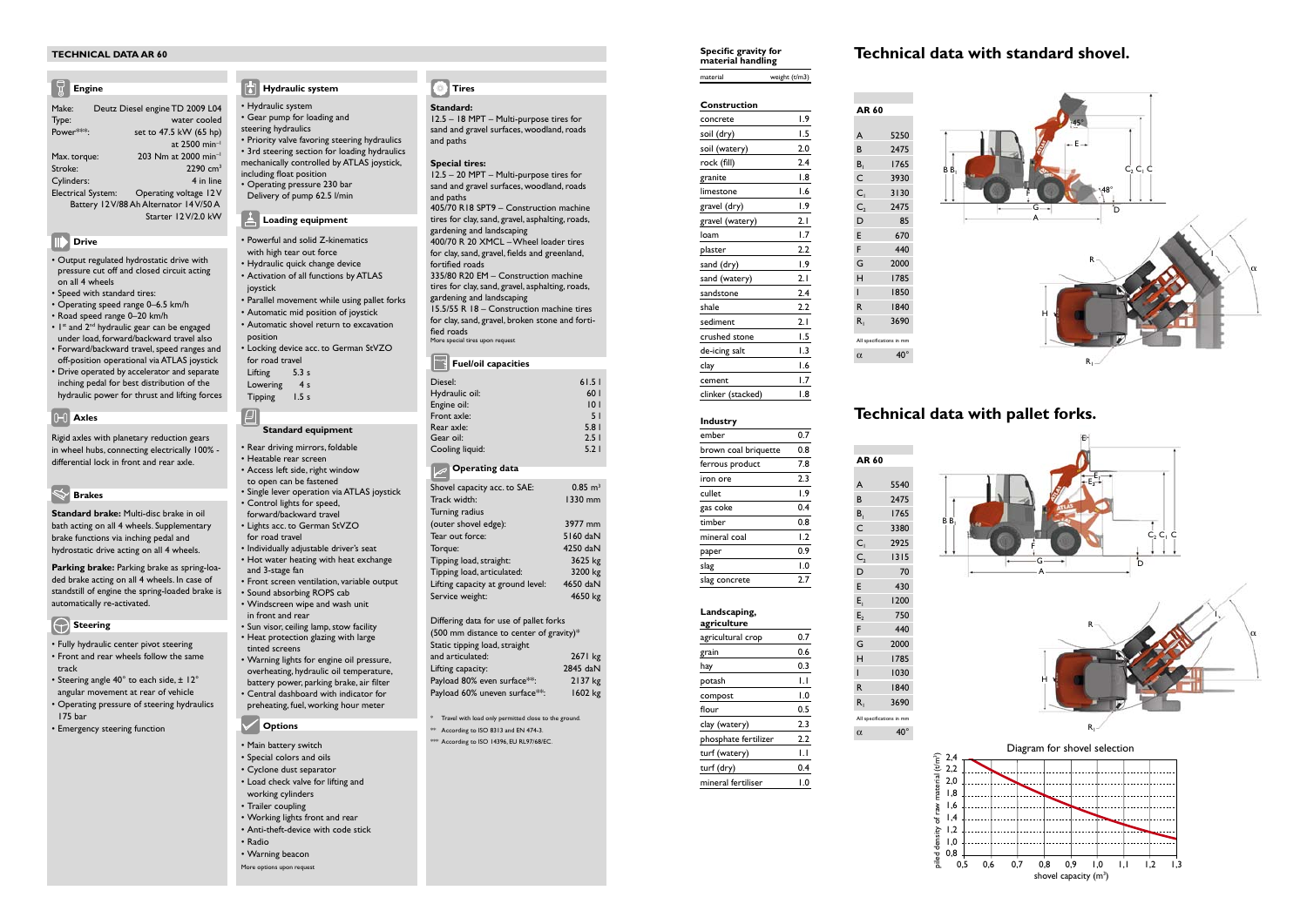## TECHNICAL DATA AR 60

### Engine

| | |
|---|---|
| Make: | Deutz Diesel engine TD 2009 L04 |
| Type: | water cooled |
| Power***: | set to 47.5 kW (65 hp) at 2500 min⁻¹ |
| Max. torque: | 203 Nm at 2000 min⁻¹ |
| Stroke: | 2290 cm³ |
| Cylinders: | 4 in line |
| Electrical System: | Operating voltage 12 V |
| | Battery 12 V/88 Ah Alternator 14 V/50 A |
| | Starter 12 V/2.0 kW |

### Drive

- Output regulated hydrostatic drive with pressure cut off and closed circuit acting on all 4 wheels
- Speed with standard tires:
- Operating speed range 0–6.5 km/h
- Road speed range 0–20 km/h
- 1st and 2nd hydraulic gear can be engaged under load, forward/backward travel also
- Forward/backward travel, speed ranges and off-position operational via ATLAS joystick
- Drive operated by accelerator and separate inching pedal for best distribution of the hydraulic power for thrust and lifting forces

### Axles

Rigid axles with planetary reduction gears in wheel hubs, connecting electrically 100% - differential lock in front and rear axle.

### Brakes

**Standard brake:** Multi-disc brake in oil bath acting on all 4 wheels. Supplementary brake functions via inching pedal and hydrostatic drive acting on all 4 wheels.

**Parking brake:** Parking brake as spring-loaded disc brake acting on all 4 wheels. In case of standstill of engine the spring-loaded brake is automatically re-activated.

### Steering

- Fully hydraulic center pivot steering
- Front and rear wheels follow the same track
- Steering angle 40° to each side, ± 12° angular movement at rear of vehicle
- Operating pressure of steering hydraulics 175 bar
- Emergency steering function

### Hydraulic system

- Hydraulic system
- Gear pump for loading and steering hydraulics
- Priority valve favoring steering hydraulics
- 3rd steering section for loading hydraulics mechanically controlled by ATLAS joystick, including float position
- Operating pressure 230 bar Delivery of pump 62.5 l/min

### Loading equipment

- Powerful and solid Z-kinematics with high tear out force
- Hydraulic quick change device
- Activation of all functions by ATLAS joystick
- Parallel movement while using pallet forks
- Automatic mid position of joystick
- Automatic shovel return to excavation position
- Locking device acc. to German StVZO for road travel

| | |
|---|---|
| Lifting | 5.3 s |
| Lowering | 4 s |
| Tipping | 1.5 s |

### Standard equipment

- Rear driving mirrors, foldable
- Heatable rear screen
- Access left side, right window to open can be fastened
- Single lever operation via ATLAS joystick
- Control lights for speed, forward/backward travel
- Lights acc. to German StVZO for road travel
- Individually adjustable driver's seat
- Hot water heating with heat exchange and 3-stage fan
- Front screen ventilation, variable output
- Sound absorbing ROPS cab
- Windscreen wipe and wash unit in front and rear
- Sun visor, ceiling lamp, stow facility
- Heat protection glazing with large tinted screens
- Warning lights for engine oil pressure, overheating, hydraulic oil temperature, battery power, parking brake, air filter
- Central dashboard with indicator for preheating, fuel, working hour meter

### Options

- Main battery switch
- Special colors and oils
- Cyclone dust separator
- Load check valve for lifting and working cylinders
- Trailer coupling
- Working lights front and rear
- Anti-theft-device with code stick
- Radio
- Warning beacon

More options upon request

### Tires

**Standard:**
12.5 – 18 MPT – Multi-purpose tires for sand and gravel surfaces, woodland, roads and paths

**Special tires:**
12.5 – 20 MPT – Multi-purpose tires for sand and gravel surfaces, woodland, roads and paths
405/70 R18 SPT9 – Construction machine tires for clay, sand, gravel, asphalting, roads, gardening and landscaping
400/70 R 20 XMCL – Wheel loader tires for clay, sand, gravel, fields and greenland, fortified roads
335/80 R20 EM – Construction machine tires for clay, sand, gravel, asphalting, roads, gardening and landscaping
15.5/55 R 18 – Construction machine tires for clay, sand, gravel, broken stone and fortified roads
More special tires upon request

### Fuel/oil capacities

| | |
|---|---|
| Diesel: | 61.5 l |
| Hydraulic oil: | 60 l |
| Engine oil: | 10 l |
| Front axle: | 5 l |
| Rear axle: | 5.8 l |
| Gear oil: | 2.5 l |
| Cooling liquid: | 5.2 l |

### Operating data

| | |
|---|---|
| Shovel capacity acc. to SAE: | 0.85 m³ |
| Track width: | 1330 mm |
| Turning radius (outer shovel edge): | 3977 mm |
| Tear out force: | 5160 daN |
| Torque: | 4250 daN |
| Tipping load, straight: | 3625 kg |
| Tipping load, articulated: | 3200 kg |
| Lifting capacity at ground level: | 4650 daN |
| Service weight: | 4650 kg |

Differing data for use of pallet forks (500 mm distance to center of gravity)*

| | |
|---|---|
| Static tipping load, straight and articulated: | 2671 kg |
| Lifting capacity: | 2845 daN |
| Payload 80% even surface**: | 2137 kg |
| Payload 60% uneven surface**: | 1602 kg |

\* Travel with load only permitted close to the ground.
** According to ISO 8313 and EN 474-3.
*** According to ISO 14396, EU RL97/68/EC.

### Specific gravity for material handling

| material | weight (t/m3) |
|---|---|
| **Construction** | |
| concrete | 1.9 |
| soil (dry) | 1.5 |
| soil (watery) | 2.0 |
| rock (fill) | 2.4 |
| granite | 1.8 |
| limestone | 1.6 |
| gravel (dry) | 1.9 |
| gravel (watery) | 2.1 |
| loam | 1.7 |
| plaster | 2.2 |
| sand (dry) | 1.9 |
| sand (watery) | 2.1 |
| sandstone | 2.4 |
| shale | 2.2 |
| sediment | 2.1 |
| crushed stone | 1.5 |
| de-icing salt | 1.3 |
| clay | 1.6 |
| cement | 1.7 |
| clinker (stacked) | 1.8 |
| **Industry** | |
| ember | 0.7 |
| brown coal briquette | 0.8 |
| ferrous product | 7.8 |
| iron ore | 2.3 |
| cullet | 1.9 |
| gas coke | 0.4 |
| timber | 0.8 |
| mineral coal | 1.2 |
| paper | 0.9 |
| slag | 1.0 |
| slag concrete | 2.7 |
| **Landscaping, agriculture** | |
| agricultural crop | 0.7 |
| grain | 0.6 |
| hay | 0.3 |
| potash | 1.1 |
| compost | 1.0 |
| flour | 0.5 |
| clay (watery) | 2.3 |
| phosphate fertilizer | 2.2 |
| turf (watery) | 1.1 |
| turf (dry) | 0.4 |
| mineral fertiliser | 1.0 |

## Technical data with standard shovel.

| AR 60 | |
|---|---|
| A | 5250 |
| B | 2475 |
| $B_1$ | 1765 |
| C | 3930 |
| $C_1$ | 3130 |
| $C_2$ | 2475 |
| D | 85 |
| E | 670 |
| F | 440 |
| G | 2000 |
| H | 1785 |
| I | 1850 |
| R | 1840 |
| $R_1$ | 3690 |
| All specifications in mm | |
| α | 40° |

45°
48°

## Technical data with pallet forks.

| AR 60 | |
|---|---|
| A | 5540 |
| B | 2475 |
| $B_1$ | 1765 |
| C | 3380 |
| $C_1$ | 2925 |
| $C_2$ | 1315 |
| D | 70 |
| E | 430 |
| $E_1$ | 1200 |
| $E_2$ | 750 |
| F | 440 |
| G | 2000 |
| H | 1785 |
| I | 1030 |
| R | 1840 |
| $R_1$ | 3690 |
| All specifications in mm | |
| α | 40° |

Diagram for shovel selection

piled density of raw material (t/m³)
2,4
2,2
2,0
1,8
1,6
1,4
1,2
1,0
0,8
0,5 0,6 0,7 0,8 0,9 1,0 1,1 1,2 1,3
shovel capacity (m³)